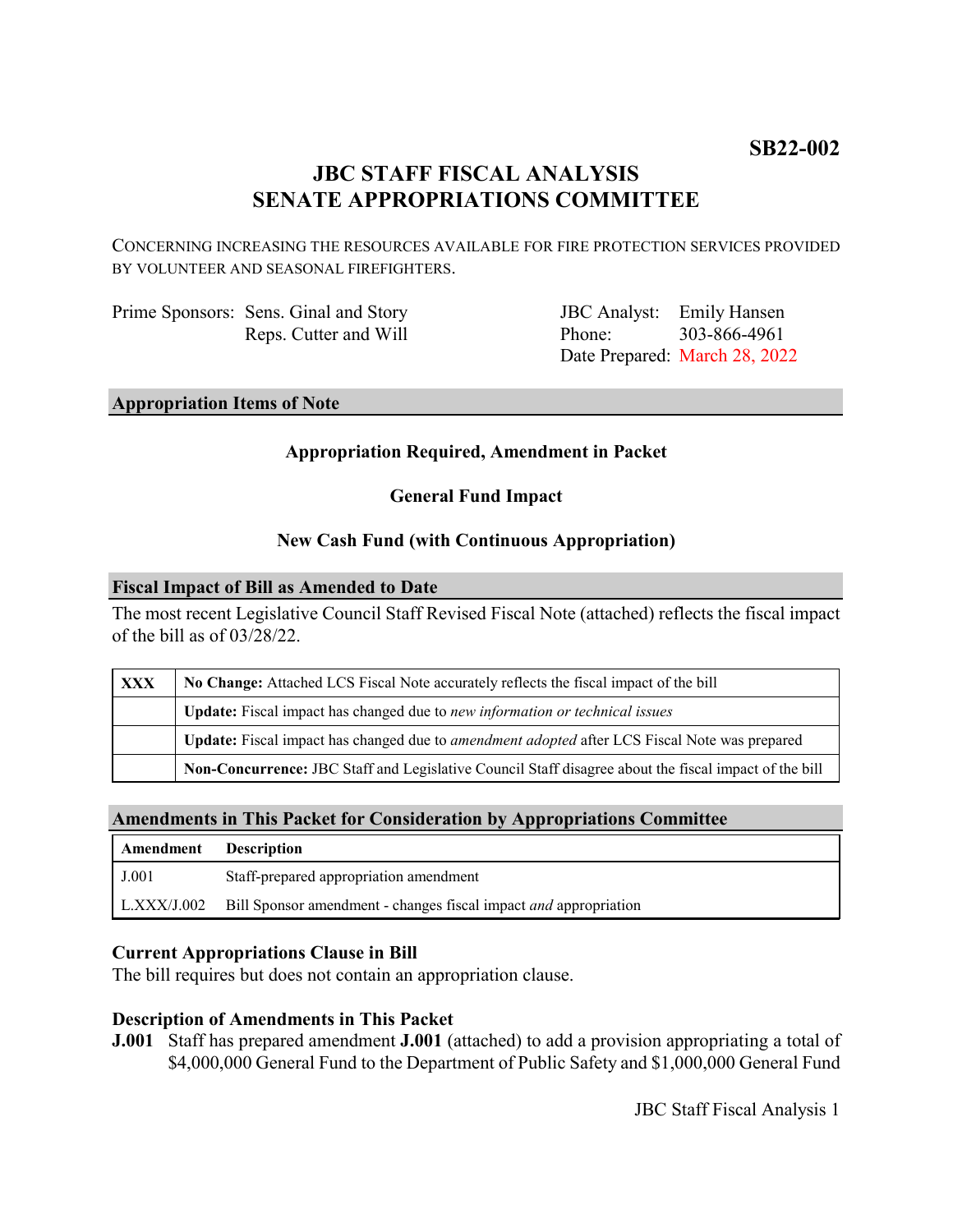**SB22-002**

# JBC STAFF FISCAL ANALYSIS
# SENATE APPROPRIATIONS COMMITTEE

CONCERNING INCREASING THE RESOURCES AVAILABLE FOR FIRE PROTECTION SERVICES PROVIDED BY VOLUNTEER AND SEASONAL FIREFIGHTERS.

Prime Sponsors: Sens. Ginal and Story
Reps. Cutter and Will

JBC Analyst: Emily Hansen
Phone: 303-866-4961
Date Prepared: March 28, 2022

## Appropriation Items of Note

**Appropriation Required, Amendment in Packet**

**General Fund Impact**

**New Cash Fund (with Continuous Appropriation)**

## Fiscal Impact of Bill as Amended to Date

The most recent Legislative Council Staff Revised Fiscal Note (attached) reflects the fiscal impact of the bill as of 03/28/22.

| | |
|---|---|
| **XXX** | **No Change:** Attached LCS Fiscal Note accurately reflects the fiscal impact of the bill |
| | **Update:** Fiscal impact has changed due to *new information or technical issues* |
| | **Update:** Fiscal impact has changed due to *amendment adopted* after LCS Fiscal Note was prepared |
| | **Non-Concurrence:** JBC Staff and Legislative Council Staff disagree about the fiscal impact of the bill |

## Amendments in This Packet for Consideration by Appropriations Committee

| Amendment | Description |
|---|---|
| J.001 | Staff-prepared appropriation amendment |
| L.XXX/J.002 | Bill Sponsor amendment - changes fiscal impact *and* appropriation |

### Current Appropriations Clause in Bill

The bill requires but does not contain an appropriation clause.

### Description of Amendments in This Packet

**J.001** Staff has prepared amendment **J.001** (attached) to add a provision appropriating a total of $4,000,000 General Fund to the Department of Public Safety and $1,000,000 General Fund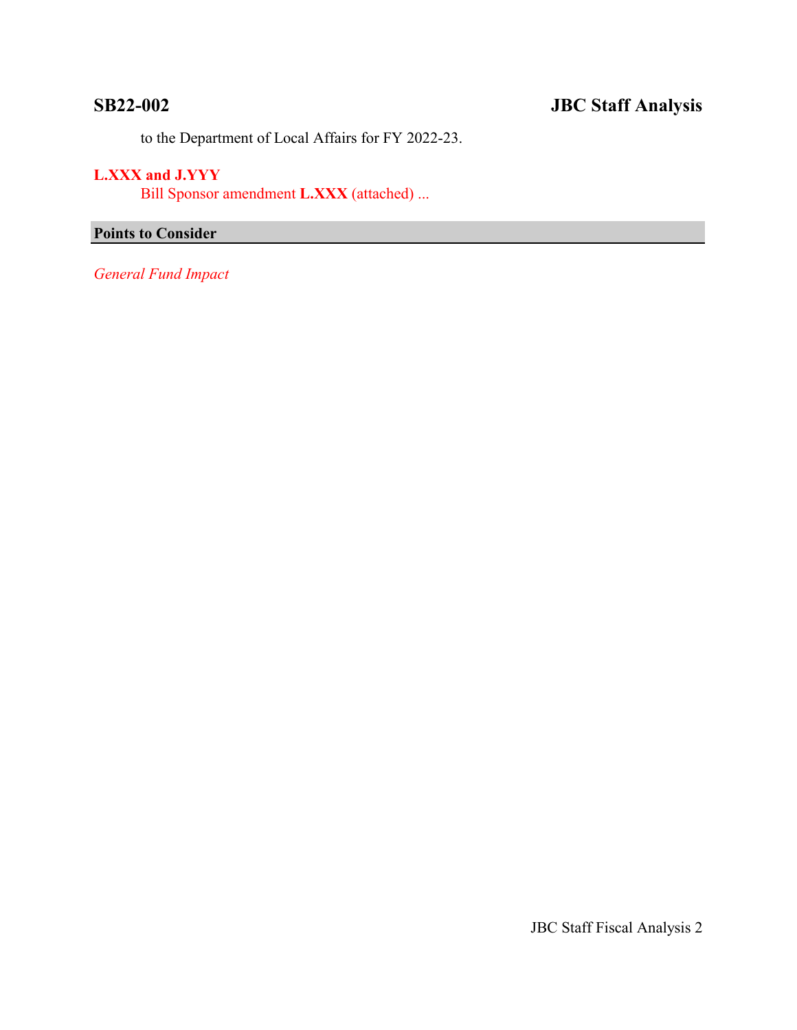to the Department of Local Affairs for FY 2022-23.

**L.XXX and J.YYY**

Bill Sponsor amendment **L.XXX** (attached) ...

## Points to Consider

*General Fund Impact*